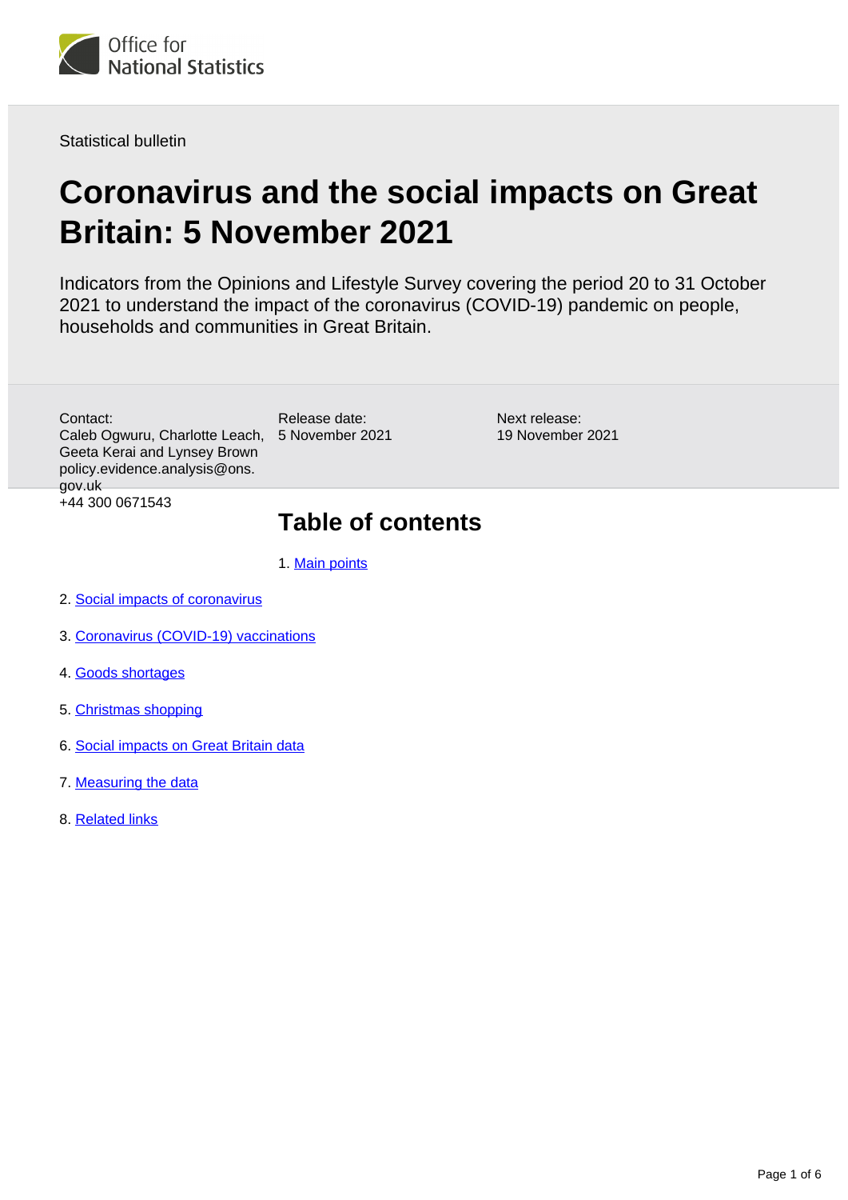Statistical bulletin

# Coronavirus and the social impacts on Great Britain: 5 November 2021

Indicators from the Opinions and Lifestyle Survey covering the period 20 to 31 October 2021 to understand the impact of the coronavirus (COVID-19) pandemic on people, households and communities in Great Britain.

Contact:
Caleb Ogwuru, Charlotte Leach, Geeta Kerai and Lynsey Brown
policy.evidence.analysis@ons.gov.uk
+44 300 0671543

Release date:
5 November 2021

Next release:
19 November 2021

## Table of contents

1. Main points
2. Social impacts of coronavirus
3. Coronavirus (COVID-19) vaccinations
4. Goods shortages
5. Christmas shopping
6. Social impacts on Great Britain data
7. Measuring the data
8. Related links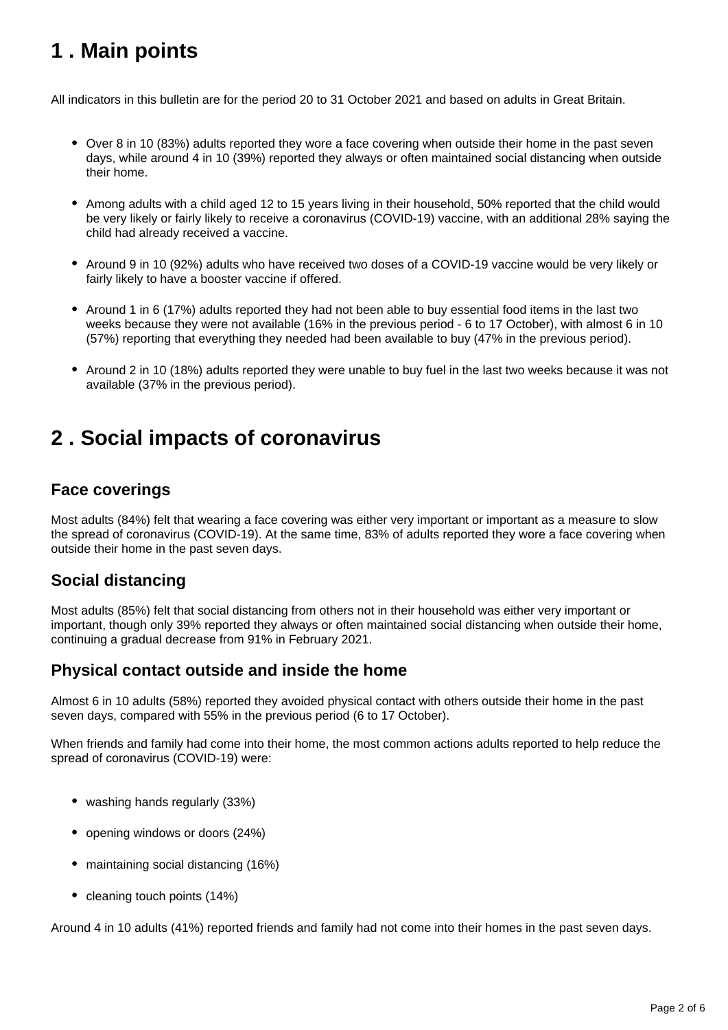## 1 . Main points

All indicators in this bulletin are for the period 20 to 31 October 2021 and based on adults in Great Britain.

- Over 8 in 10 (83%) adults reported they wore a face covering when outside their home in the past seven days, while around 4 in 10 (39%) reported they always or often maintained social distancing when outside their home.
- Among adults with a child aged 12 to 15 years living in their household, 50% reported that the child would be very likely or fairly likely to receive a coronavirus (COVID-19) vaccine, with an additional 28% saying the child had already received a vaccine.
- Around 9 in 10 (92%) adults who have received two doses of a COVID-19 vaccine would be very likely or fairly likely to have a booster vaccine if offered.
- Around 1 in 6 (17%) adults reported they had not been able to buy essential food items in the last two weeks because they were not available (16% in the previous period - 6 to 17 October), with almost 6 in 10 (57%) reporting that everything they needed had been available to buy (47% in the previous period).
- Around 2 in 10 (18%) adults reported they were unable to buy fuel in the last two weeks because it was not available (37% in the previous period).

## 2 . Social impacts of coronavirus

### Face coverings

Most adults (84%) felt that wearing a face covering was either very important or important as a measure to slow the spread of coronavirus (COVID-19). At the same time, 83% of adults reported they wore a face covering when outside their home in the past seven days.

### Social distancing

Most adults (85%) felt that social distancing from others not in their household was either very important or important, though only 39% reported they always or often maintained social distancing when outside their home, continuing a gradual decrease from 91% in February 2021.

### Physical contact outside and inside the home

Almost 6 in 10 adults (58%) reported they avoided physical contact with others outside their home in the past seven days, compared with 55% in the previous period (6 to 17 October).

When friends and family had come into their home, the most common actions adults reported to help reduce the spread of coronavirus (COVID-19) were:

- washing hands regularly (33%)
- opening windows or doors (24%)
- maintaining social distancing (16%)
- cleaning touch points (14%)

Around 4 in 10 adults (41%) reported friends and family had not come into their homes in the past seven days.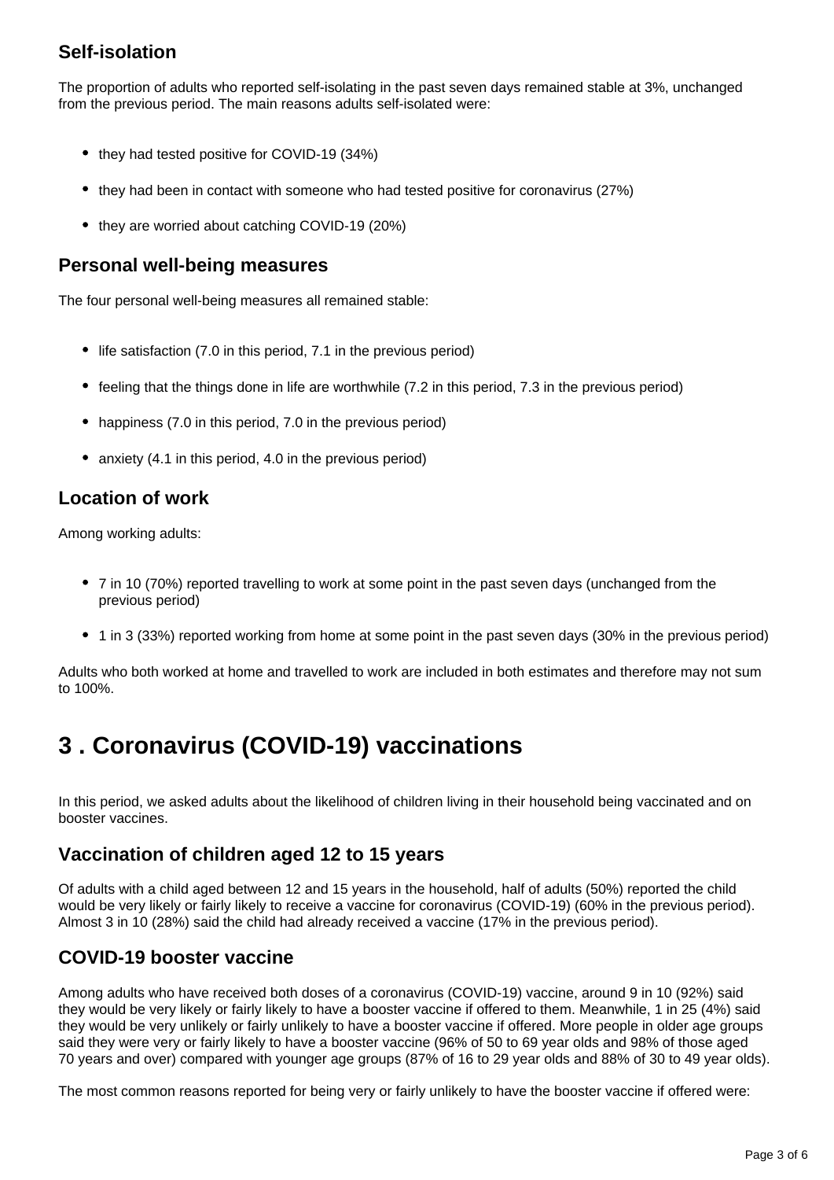### Self-isolation

The proportion of adults who reported self-isolating in the past seven days remained stable at 3%, unchanged from the previous period. The main reasons adults self-isolated were:

- they had tested positive for COVID-19 (34%)
- they had been in contact with someone who had tested positive for coronavirus (27%)
- they are worried about catching COVID-19 (20%)

### Personal well-being measures

The four personal well-being measures all remained stable:

- life satisfaction (7.0 in this period, 7.1 in the previous period)
- feeling that the things done in life are worthwhile (7.2 in this period, 7.3 in the previous period)
- happiness (7.0 in this period, 7.0 in the previous period)
- anxiety (4.1 in this period, 4.0 in the previous period)

### Location of work

Among working adults:

- 7 in 10 (70%) reported travelling to work at some point in the past seven days (unchanged from the previous period)
- 1 in 3 (33%) reported working from home at some point in the past seven days (30% in the previous period)

Adults who both worked at home and travelled to work are included in both estimates and therefore may not sum to 100%.

## 3 . Coronavirus (COVID-19) vaccinations

In this period, we asked adults about the likelihood of children living in their household being vaccinated and on booster vaccines.

### Vaccination of children aged 12 to 15 years

Of adults with a child aged between 12 and 15 years in the household, half of adults (50%) reported the child would be very likely or fairly likely to receive a vaccine for coronavirus (COVID-19) (60% in the previous period). Almost 3 in 10 (28%) said the child had already received a vaccine (17% in the previous period).

### COVID-19 booster vaccine

Among adults who have received both doses of a coronavirus (COVID-19) vaccine, around 9 in 10 (92%) said they would be very likely or fairly likely to have a booster vaccine if offered to them. Meanwhile, 1 in 25 (4%) said they would be very unlikely or fairly unlikely to have a booster vaccine if offered. More people in older age groups said they were very or fairly likely to have a booster vaccine (96% of 50 to 69 year olds and 98% of those aged 70 years and over) compared with younger age groups (87% of 16 to 29 year olds and 88% of 30 to 49 year olds).

The most common reasons reported for being very or fairly unlikely to have the booster vaccine if offered were: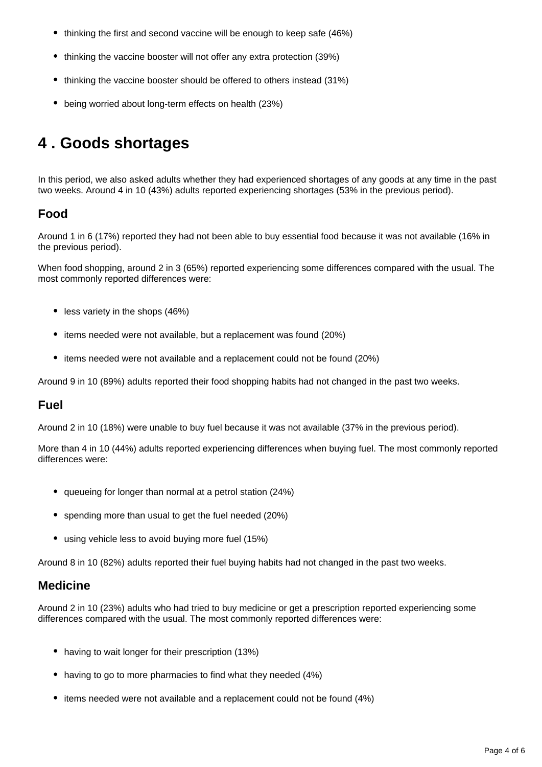- thinking the first and second vaccine will be enough to keep safe (46%)
- thinking the vaccine booster will not offer any extra protection (39%)
- thinking the vaccine booster should be offered to others instead (31%)
- being worried about long-term effects on health (23%)

# 4 . Goods shortages

In this period, we also asked adults whether they had experienced shortages of any goods at any time in the past two weeks. Around 4 in 10 (43%) adults reported experiencing shortages (53% in the previous period).

## Food

Around 1 in 6 (17%) reported they had not been able to buy essential food because it was not available (16% in the previous period).

When food shopping, around 2 in 3 (65%) reported experiencing some differences compared with the usual. The most commonly reported differences were:

- less variety in the shops (46%)
- items needed were not available, but a replacement was found (20%)
- items needed were not available and a replacement could not be found (20%)

Around 9 in 10 (89%) adults reported their food shopping habits had not changed in the past two weeks.

## Fuel

Around 2 in 10 (18%) were unable to buy fuel because it was not available (37% in the previous period).

More than 4 in 10 (44%) adults reported experiencing differences when buying fuel. The most commonly reported differences were:

- queueing for longer than normal at a petrol station (24%)
- spending more than usual to get the fuel needed (20%)
- using vehicle less to avoid buying more fuel (15%)

Around 8 in 10 (82%) adults reported their fuel buying habits had not changed in the past two weeks.

## Medicine

Around 2 in 10 (23%) adults who had tried to buy medicine or get a prescription reported experiencing some differences compared with the usual. The most commonly reported differences were:

- having to wait longer for their prescription (13%)
- having to go to more pharmacies to find what they needed (4%)
- items needed were not available and a replacement could not be found (4%)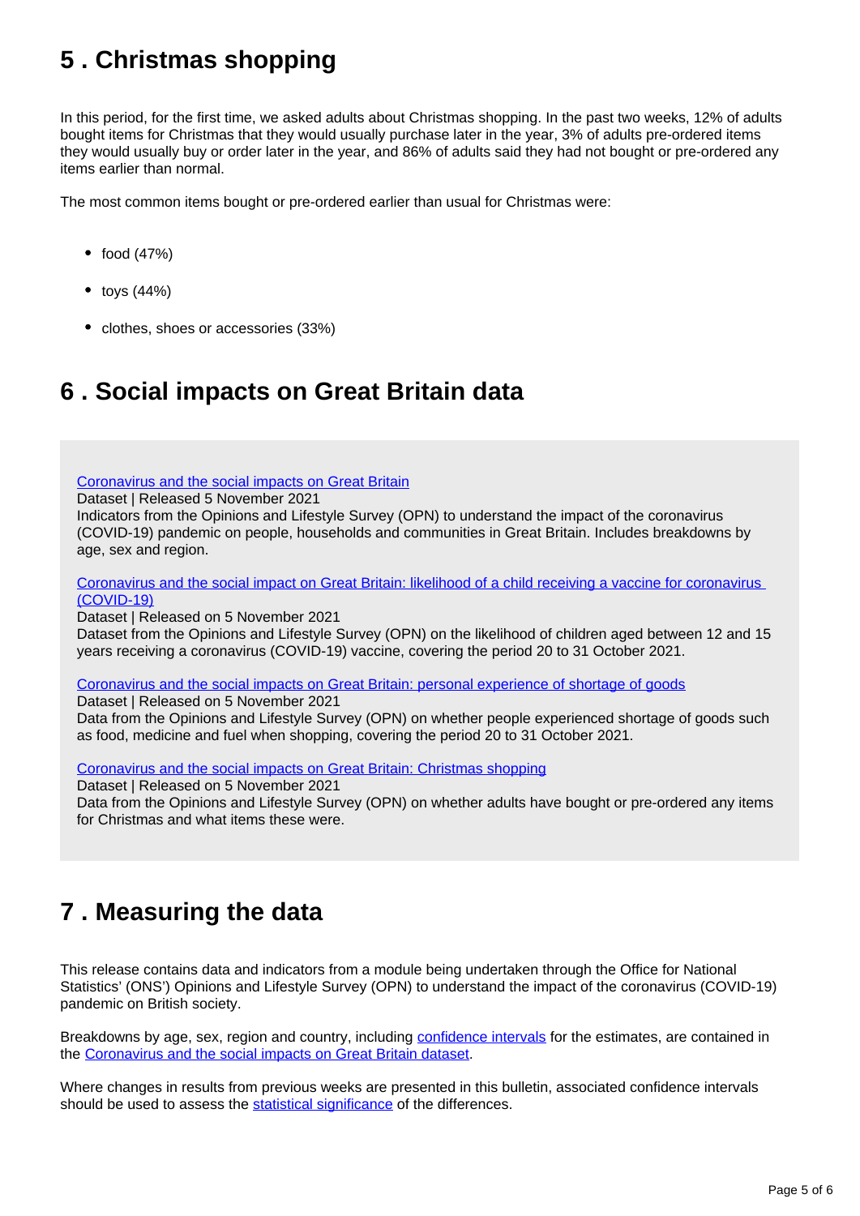## 5 . Christmas shopping

In this period, for the first time, we asked adults about Christmas shopping. In the past two weeks, 12% of adults bought items for Christmas that they would usually purchase later in the year, 3% of adults pre-ordered items they would usually buy or order later in the year, and 86% of adults said they had not bought or pre-ordered any items earlier than normal.

The most common items bought or pre-ordered earlier than usual for Christmas were:

- food (47%)
- toys (44%)
- clothes, shoes or accessories (33%)

## 6 . Social impacts on Great Britain data

Coronavirus and the social impacts on Great Britain
Dataset | Released 5 November 2021
Indicators from the Opinions and Lifestyle Survey (OPN) to understand the impact of the coronavirus (COVID-19) pandemic on people, households and communities in Great Britain. Includes breakdowns by age, sex and region.

Coronavirus and the social impact on Great Britain: likelihood of a child receiving a vaccine for coronavirus (COVID-19)
Dataset | Released on 5 November 2021
Dataset from the Opinions and Lifestyle Survey (OPN) on the likelihood of children aged between 12 and 15 years receiving a coronavirus (COVID-19) vaccine, covering the period 20 to 31 October 2021.

Coronavirus and the social impacts on Great Britain: personal experience of shortage of goods
Dataset | Released on 5 November 2021
Data from the Opinions and Lifestyle Survey (OPN) on whether people experienced shortage of goods such as food, medicine and fuel when shopping, covering the period 20 to 31 October 2021.

Coronavirus and the social impacts on Great Britain: Christmas shopping
Dataset | Released on 5 November 2021
Data from the Opinions and Lifestyle Survey (OPN) on whether adults have bought or pre-ordered any items for Christmas and what items these were.

## 7 . Measuring the data

This release contains data and indicators from a module being undertaken through the Office for National Statistics' (ONS') Opinions and Lifestyle Survey (OPN) to understand the impact of the coronavirus (COVID-19) pandemic on British society.

Breakdowns by age, sex, region and country, including confidence intervals for the estimates, are contained in the Coronavirus and the social impacts on Great Britain dataset.

Where changes in results from previous weeks are presented in this bulletin, associated confidence intervals should be used to assess the statistical significance of the differences.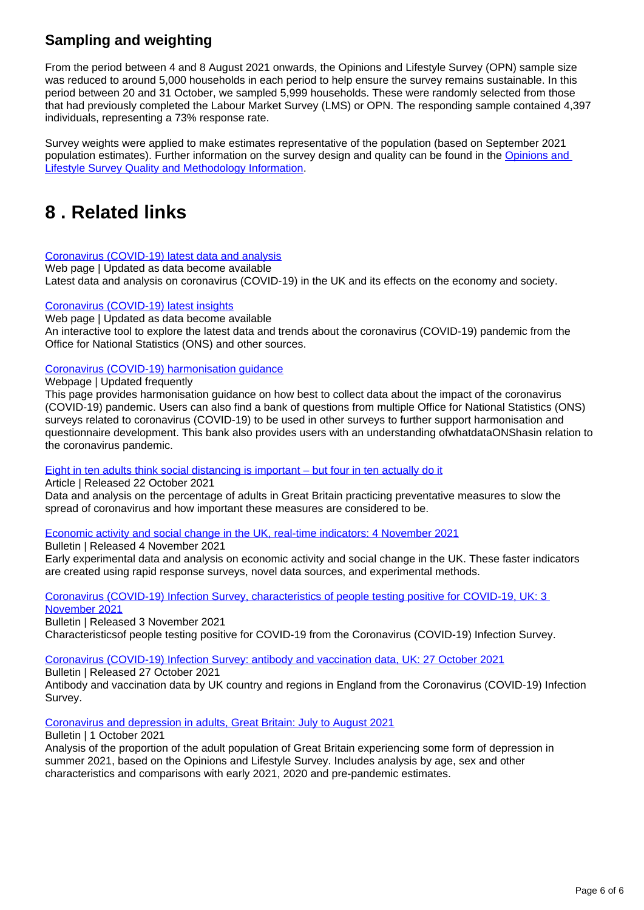### Sampling and weighting

From the period between 4 and 8 August 2021 onwards, the Opinions and Lifestyle Survey (OPN) sample size was reduced to around 5,000 households in each period to help ensure the survey remains sustainable. In this period between 20 and 31 October, we sampled 5,999 households. These were randomly selected from those that had previously completed the Labour Market Survey (LMS) or OPN. The responding sample contained 4,397 individuals, representing a 73% response rate.

Survey weights were applied to make estimates representative of the population (based on September 2021 population estimates). Further information on the survey design and quality can be found in the Opinions and Lifestyle Survey Quality and Methodology Information.

## 8 . Related links

Coronavirus (COVID-19) latest data and analysis
Web page | Updated as data become available
Latest data and analysis on coronavirus (COVID-19) in the UK and its effects on the economy and society.

Coronavirus (COVID-19) latest insights
Web page | Updated as data become available
An interactive tool to explore the latest data and trends about the coronavirus (COVID-19) pandemic from the Office for National Statistics (ONS) and other sources.

Coronavirus (COVID-19) harmonisation guidance
Webpage | Updated frequently
This page provides harmonisation guidance on how best to collect data about the impact of the coronavirus (COVID-19) pandemic. Users can also find a bank of questions from multiple Office for National Statistics (ONS) surveys related to coronavirus (COVID-19) to be used in other surveys to further support harmonisation and questionnaire development. This bank also provides users with an understanding ofwhatdataONShasin relation to the coronavirus pandemic.

Eight in ten adults think social distancing is important – but four in ten actually do it
Article | Released 22 October 2021
Data and analysis on the percentage of adults in Great Britain practicing preventative measures to slow the spread of coronavirus and how important these measures are considered to be.

Economic activity and social change in the UK, real-time indicators: 4 November 2021
Bulletin | Released 4 November 2021
Early experimental data and analysis on economic activity and social change in the UK. These faster indicators are created using rapid response surveys, novel data sources, and experimental methods.

Coronavirus (COVID-19) Infection Survey, characteristics of people testing positive for COVID-19, UK: 3 November 2021
Bulletin | Released 3 November 2021
Characteristicsof people testing positive for COVID-19 from the Coronavirus (COVID-19) Infection Survey.

Coronavirus (COVID-19) Infection Survey: antibody and vaccination data, UK: 27 October 2021
Bulletin | Released 27 October 2021
Antibody and vaccination data by UK country and regions in England from the Coronavirus (COVID-19) Infection Survey.

Coronavirus and depression in adults, Great Britain: July to August 2021
Bulletin | 1 October 2021
Analysis of the proportion of the adult population of Great Britain experiencing some form of depression in summer 2021, based on the Opinions and Lifestyle Survey. Includes analysis by age, sex and other characteristics and comparisons with early 2021, 2020 and pre-pandemic estimates.